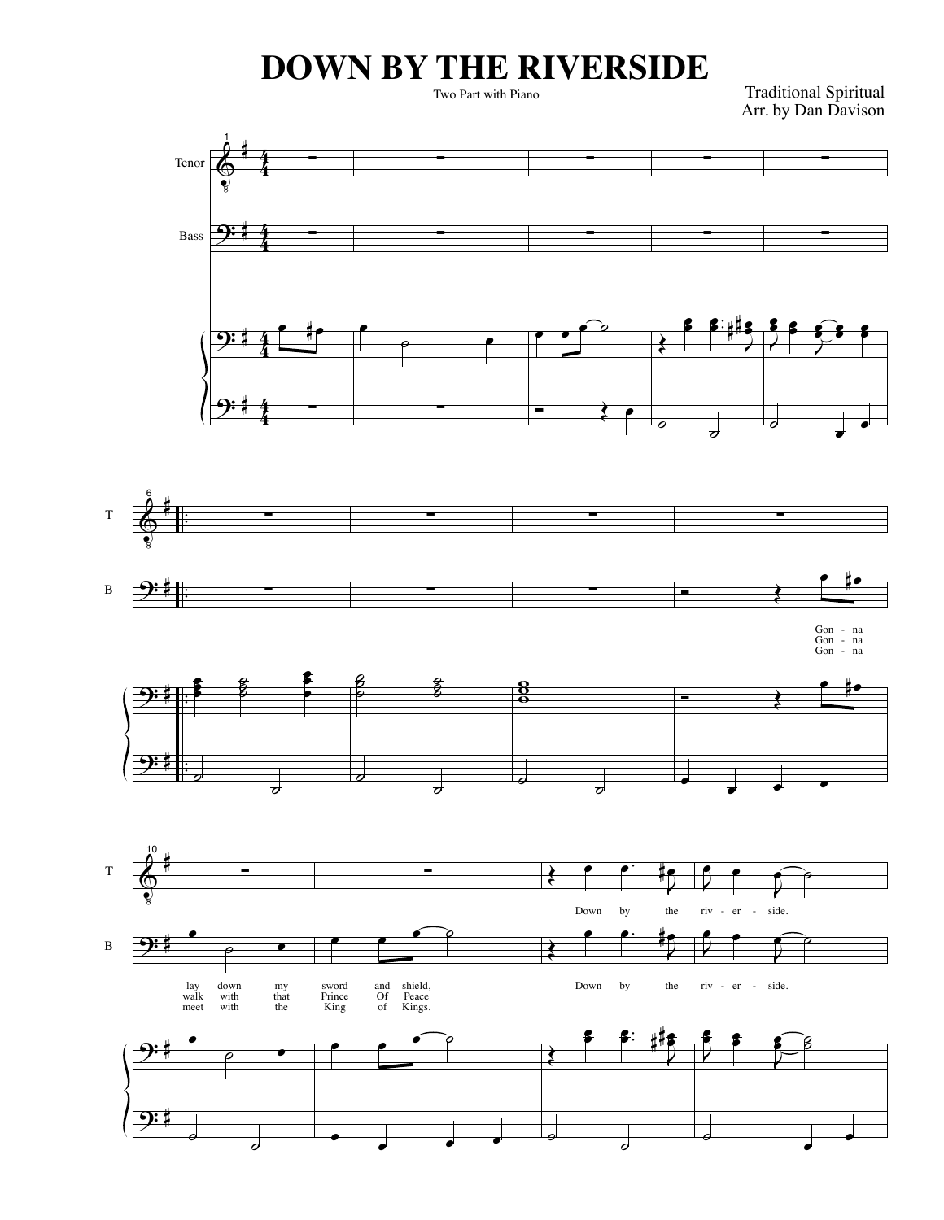# DOWN BY THE RIVERSIDE

Two Part with Piano

Traditional Spiritual
Arr. by Dan Davison

Tenor

Bass

Gon - na lay down my sword and shield, Down by the riv - er - side.

Gon - na walk with that Prince Of Peace

Gon - na meet with the King of Kings.

Down by the riv - er - side.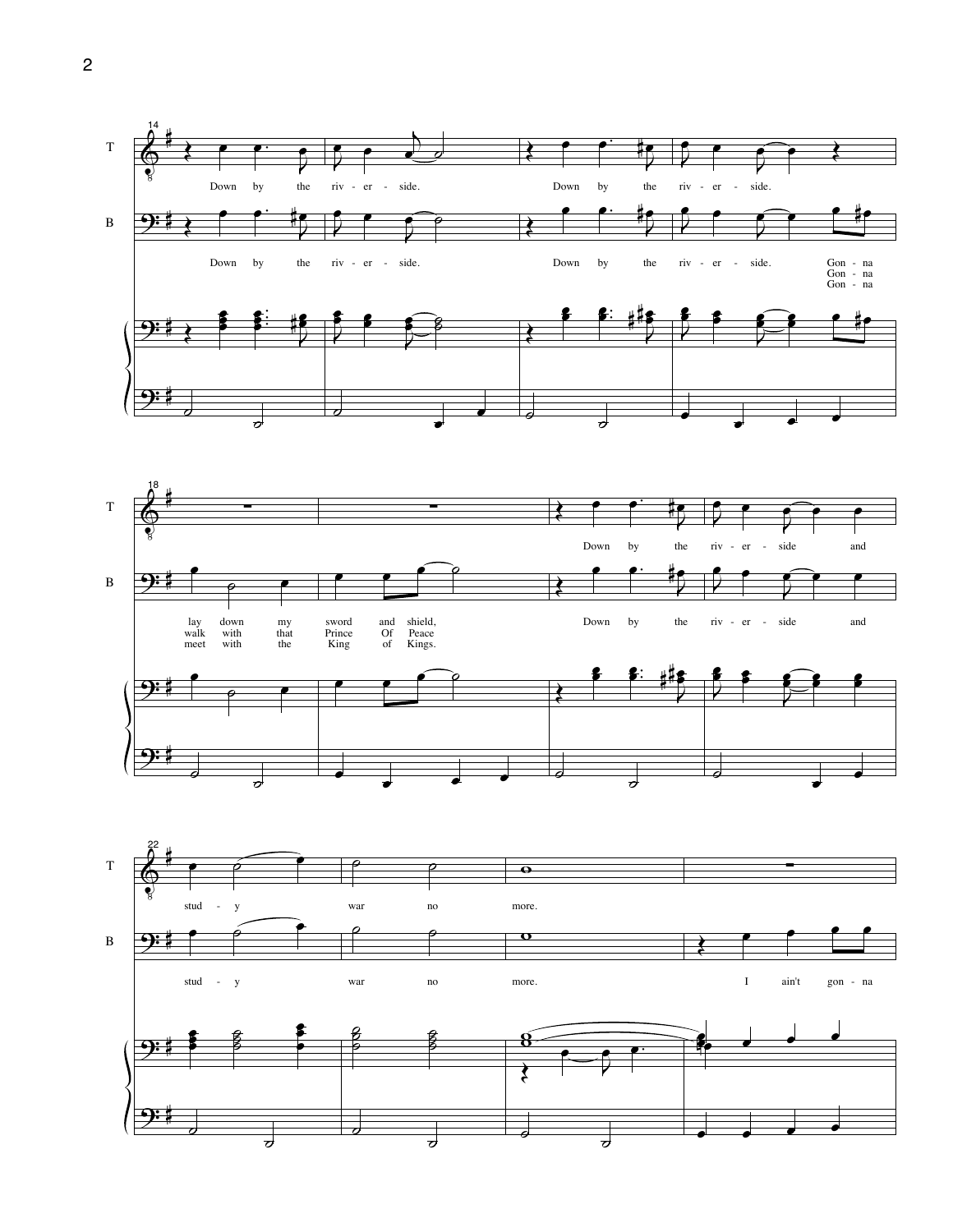T: Down by the riv - er - side. Down by the riv - er - side.

B: Down by the riv - er - side. Down by the riv - er - side. Gon - na / Gon - na / Gon - na

B: lay down my sword and shield, / walk with that Prince Of Peace / meet with the King of Kings.

T: Down by the riv - er - side and

B: Down by the riv - er - side and

T: stud - y war no more.

B: stud - y war no more. I ain't gon - na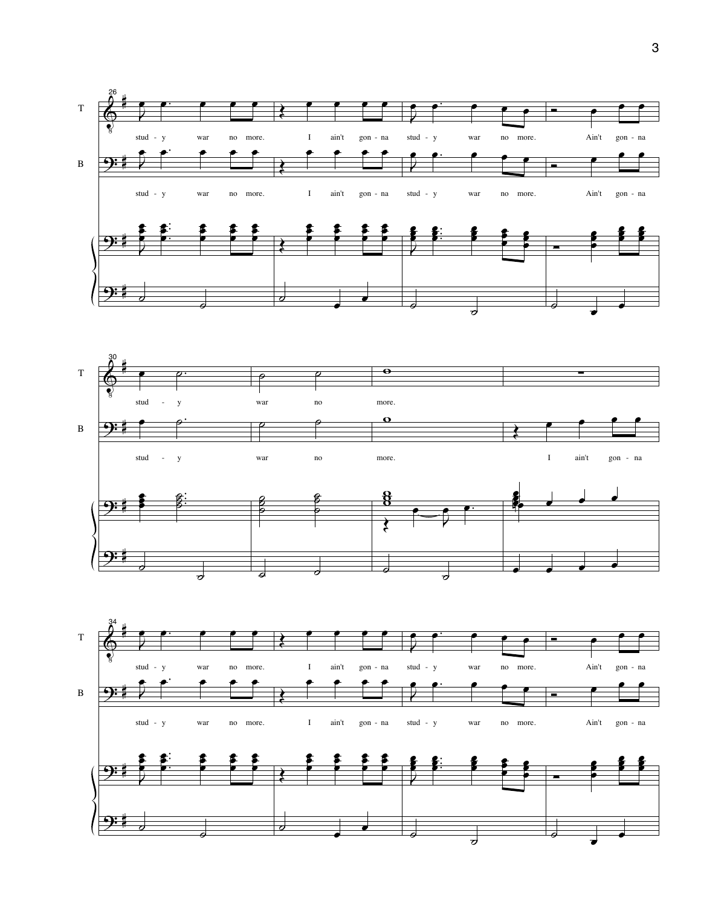T

stud - y war no more. I ain't gon - na stud - y war no more. Ain't gon - na

B

stud - y war no more. I ain't gon - na stud - y war no more. Ain't gon - na

T

stud - y war no more.

B

stud - y war no more. I ain't gon - na

T

stud - y war no more. I ain't gon - na stud - y war no more. Ain't gon - na

B

stud - y war no more. I ain't gon - na stud - y war no more. Ain't gon - na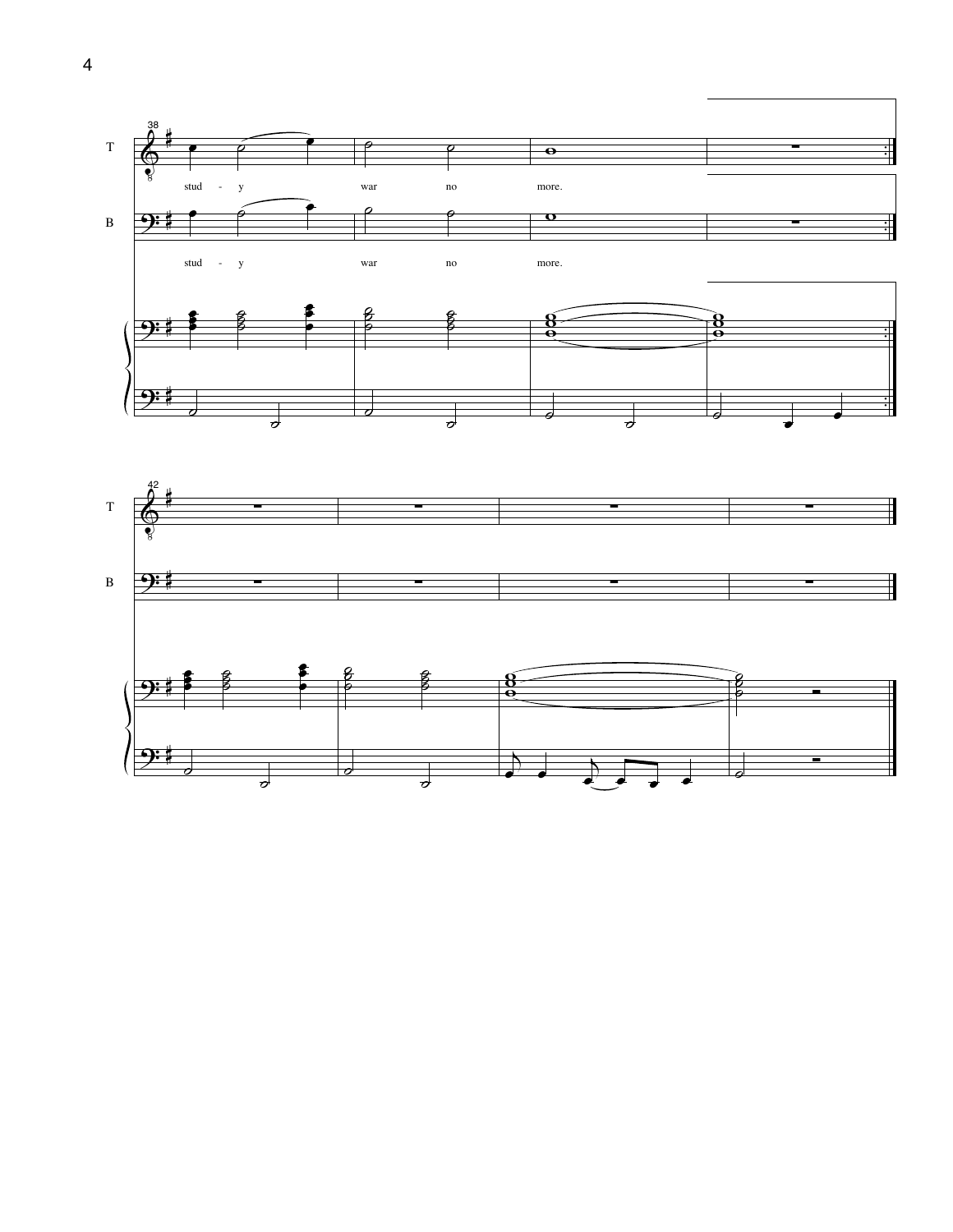T

B

stud - y war no more.

stud - y war no more.

T

B